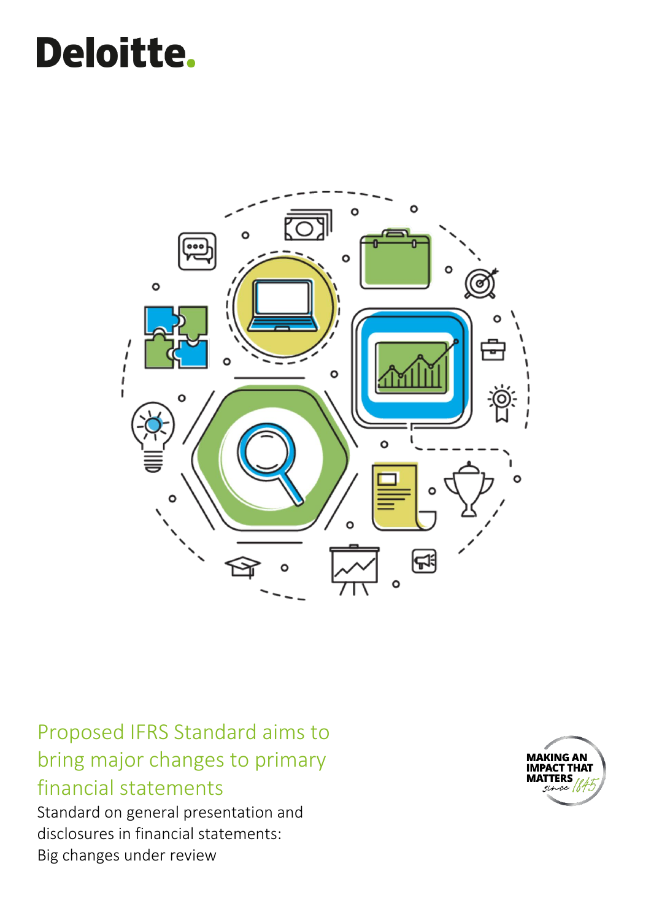Deloitte.

# Proposed IFRS Standard aims to bring major changes to primary financial statements

Standard on general presentation and disclosures in financial statements: Big changes under review

MAKING AN IMPACT THAT MATTERS since 1845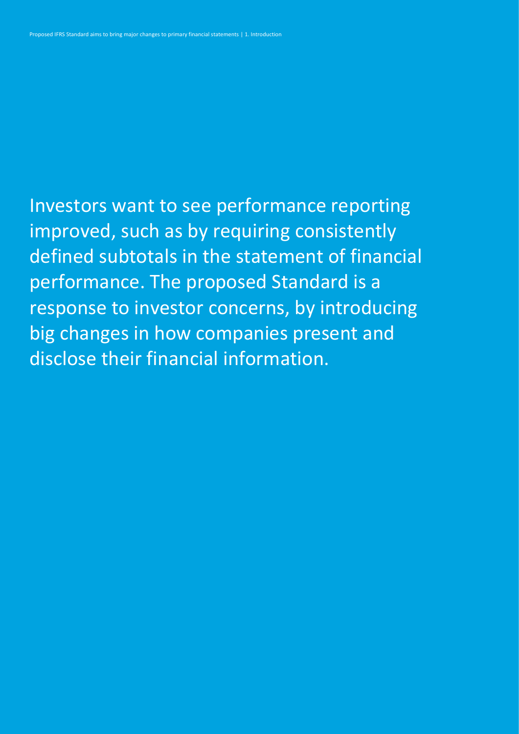Investors want to see performance reporting improved, such as by requiring consistently defined subtotals in the statement of financial performance. The proposed Standard is a response to investor concerns, by introducing big changes in how companies present and disclose their financial information.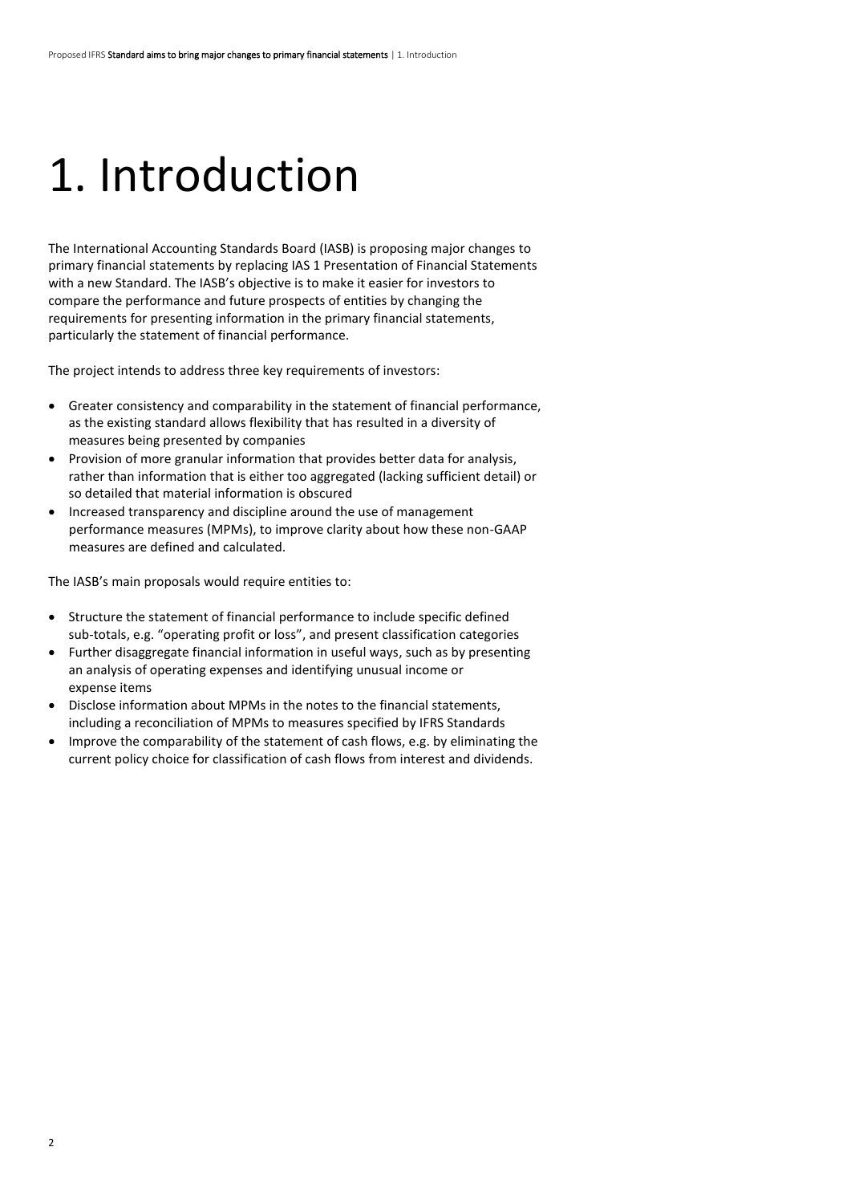# 1. Introduction

The International Accounting Standards Board (IASB) is proposing major changes to primary financial statements by replacing IAS 1 Presentation of Financial Statements with a new Standard. The IASB's objective is to make it easier for investors to compare the performance and future prospects of entities by changing the requirements for presenting information in the primary financial statements, particularly the statement of financial performance.

The project intends to address three key requirements of investors:

- Greater consistency and comparability in the statement of financial performance, as the existing standard allows flexibility that has resulted in a diversity of measures being presented by companies
- Provision of more granular information that provides better data for analysis, rather than information that is either too aggregated (lacking sufficient detail) or so detailed that material information is obscured
- Increased transparency and discipline around the use of management performance measures (MPMs), to improve clarity about how these non-GAAP measures are defined and calculated.

The IASB's main proposals would require entities to:

- Structure the statement of financial performance to include specific defined sub-totals, e.g. "operating profit or loss", and present classification categories
- Further disaggregate financial information in useful ways, such as by presenting an analysis of operating expenses and identifying unusual income or expense items
- Disclose information about MPMs in the notes to the financial statements, including a reconciliation of MPMs to measures specified by IFRS Standards
- Improve the comparability of the statement of cash flows, e.g. by eliminating the current policy choice for classification of cash flows from interest and dividends.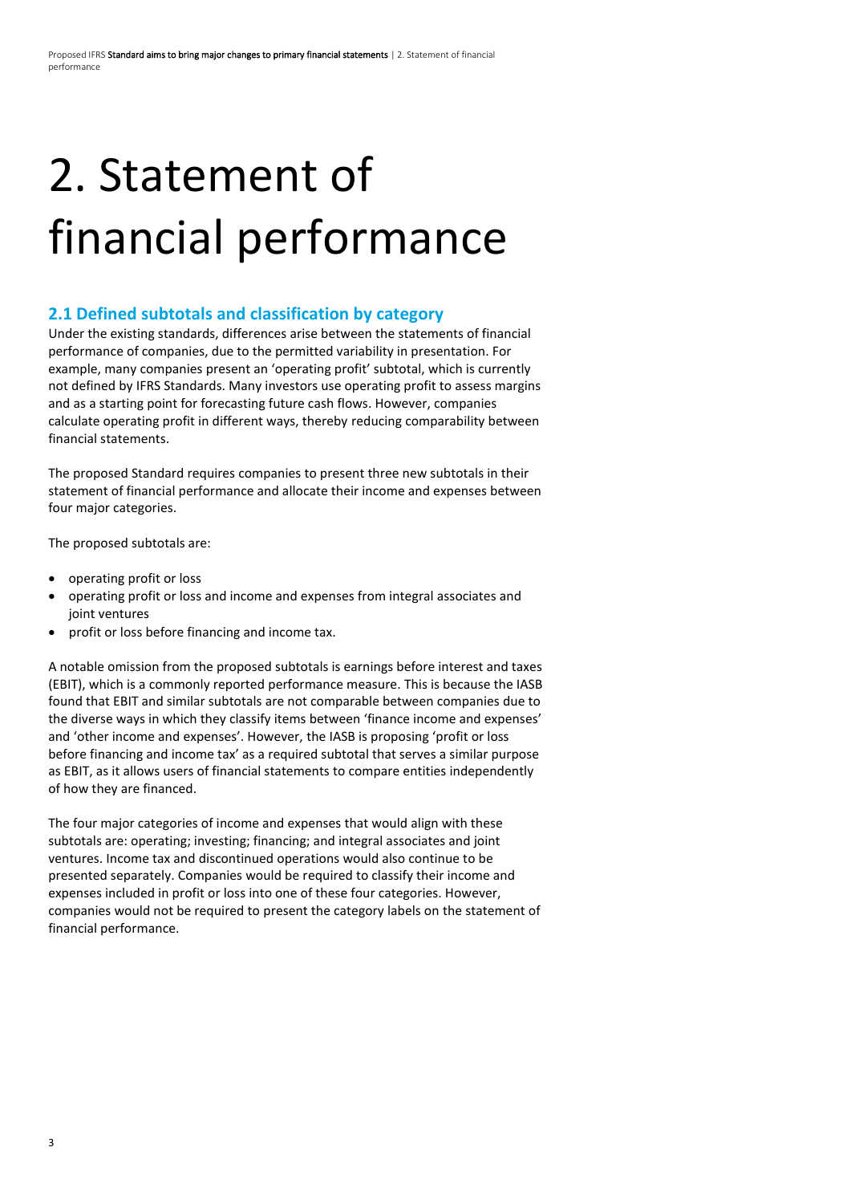# 2. Statement of financial performance

## 2.1 Defined subtotals and classification by category

Under the existing standards, differences arise between the statements of financial performance of companies, due to the permitted variability in presentation. For example, many companies present an 'operating profit' subtotal, which is currently not defined by IFRS Standards. Many investors use operating profit to assess margins and as a starting point for forecasting future cash flows. However, companies calculate operating profit in different ways, thereby reducing comparability between financial statements.

The proposed Standard requires companies to present three new subtotals in their statement of financial performance and allocate their income and expenses between four major categories.

The proposed subtotals are:

- operating profit or loss
- operating profit or loss and income and expenses from integral associates and joint ventures
- profit or loss before financing and income tax.

A notable omission from the proposed subtotals is earnings before interest and taxes (EBIT), which is a commonly reported performance measure. This is because the IASB found that EBIT and similar subtotals are not comparable between companies due to the diverse ways in which they classify items between 'finance income and expenses' and 'other income and expenses'. However, the IASB is proposing 'profit or loss before financing and income tax' as a required subtotal that serves a similar purpose as EBIT, as it allows users of financial statements to compare entities independently of how they are financed.

The four major categories of income and expenses that would align with these subtotals are: operating; investing; financing; and integral associates and joint ventures. Income tax and discontinued operations would also continue to be presented separately. Companies would be required to classify their income and expenses included in profit or loss into one of these four categories. However, companies would not be required to present the category labels on the statement of financial performance.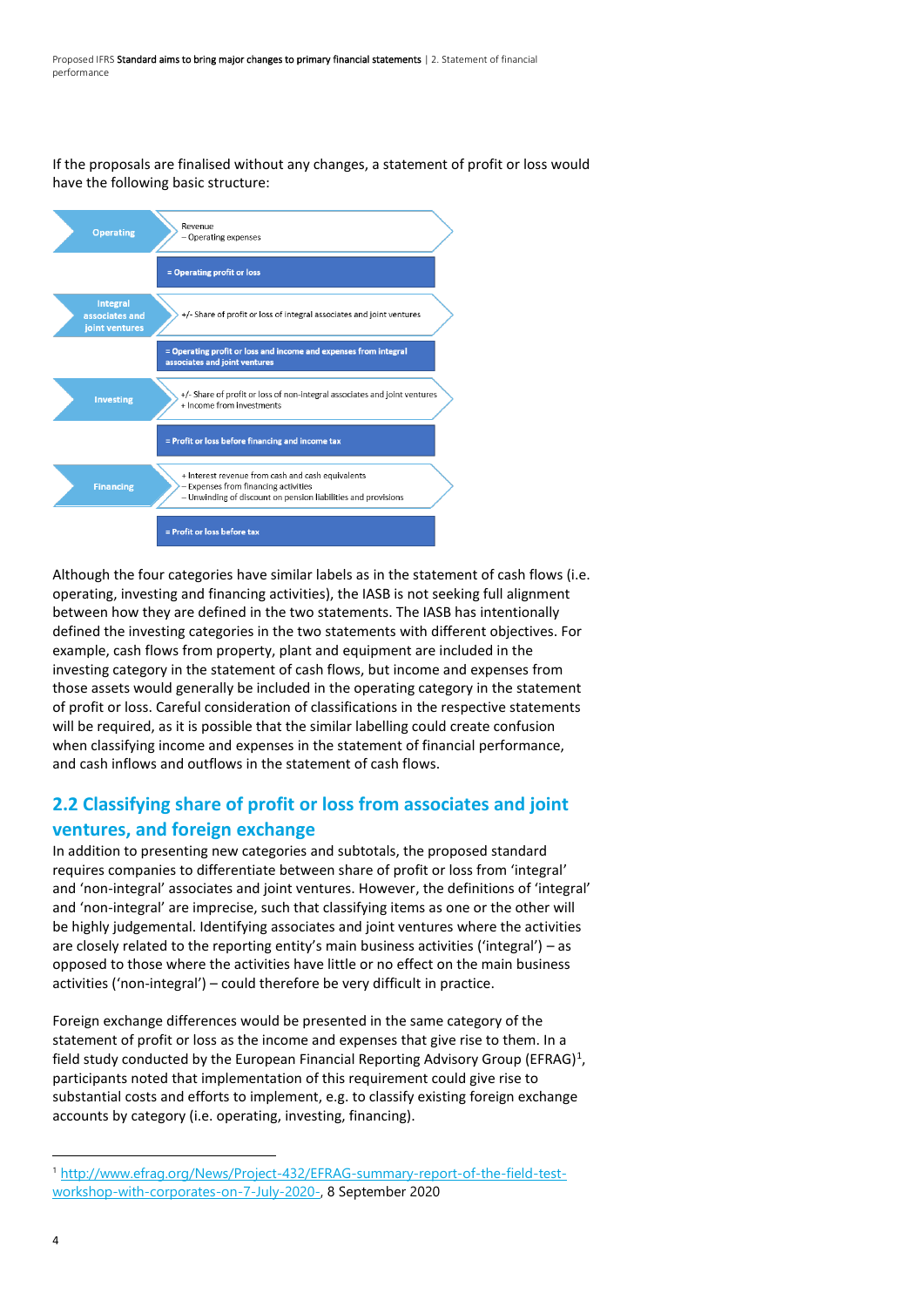If the proposals are finalised without any changes, a statement of profit or loss would have the following basic structure:

| Category | Line items |
|---|---|
| **Operating** | Revenue<br>– Operating expenses |
| | **= Operating profit or loss** |
| **Integral associates and joint ventures** | +/- Share of profit or loss of integral associates and joint ventures |
| | **= Operating profit or loss and income and expenses from integral associates and joint ventures** |
| **Investing** | +/- Share of profit or loss of non-integral associates and joint ventures<br>+ Income from investments |
| | **= Profit or loss before financing and income tax** |
| **Financing** | + Interest revenue from cash and cash equivalents<br>– Expenses from financing activities<br>– Unwinding of discount on pension liabilities and provisions |
| | **= Profit or loss before tax** |

Although the four categories have similar labels as in the statement of cash flows (i.e. operating, investing and financing activities), the IASB is not seeking full alignment between how they are defined in the two statements. The IASB has intentionally defined the investing categories in the two statements with different objectives. For example, cash flows from property, plant and equipment are included in the investing category in the statement of cash flows, but income and expenses from those assets would generally be included in the operating category in the statement of profit or loss. Careful consideration of classifications in the respective statements will be required, as it is possible that the similar labelling could create confusion when classifying income and expenses in the statement of financial performance, and cash inflows and outflows in the statement of cash flows.

## 2.2 Classifying share of profit or loss from associates and joint ventures, and foreign exchange

In addition to presenting new categories and subtotals, the proposed standard requires companies to differentiate between share of profit or loss from 'integral' and 'non-integral' associates and joint ventures. However, the definitions of 'integral' and 'non-integral' are imprecise, such that classifying items as one or the other will be highly judgemental. Identifying associates and joint ventures where the activities are closely related to the reporting entity's main business activities ('integral') – as opposed to those where the activities have little or no effect on the main business activities ('non-integral') – could therefore be very difficult in practice.

Foreign exchange differences would be presented in the same category of the statement of profit or loss as the income and expenses that give rise to them. In a field study conducted by the European Financial Reporting Advisory Group (EFRAG)[1], participants noted that implementation of this requirement could give rise to substantial costs and efforts to implement, e.g. to classify existing foreign exchange accounts by category (i.e. operating, investing, financing).

[1] http://www.efrag.org/News/Project-432/EFRAG-summary-report-of-the-field-test-workshop-with-corporates-on-7-July-2020-, 8 September 2020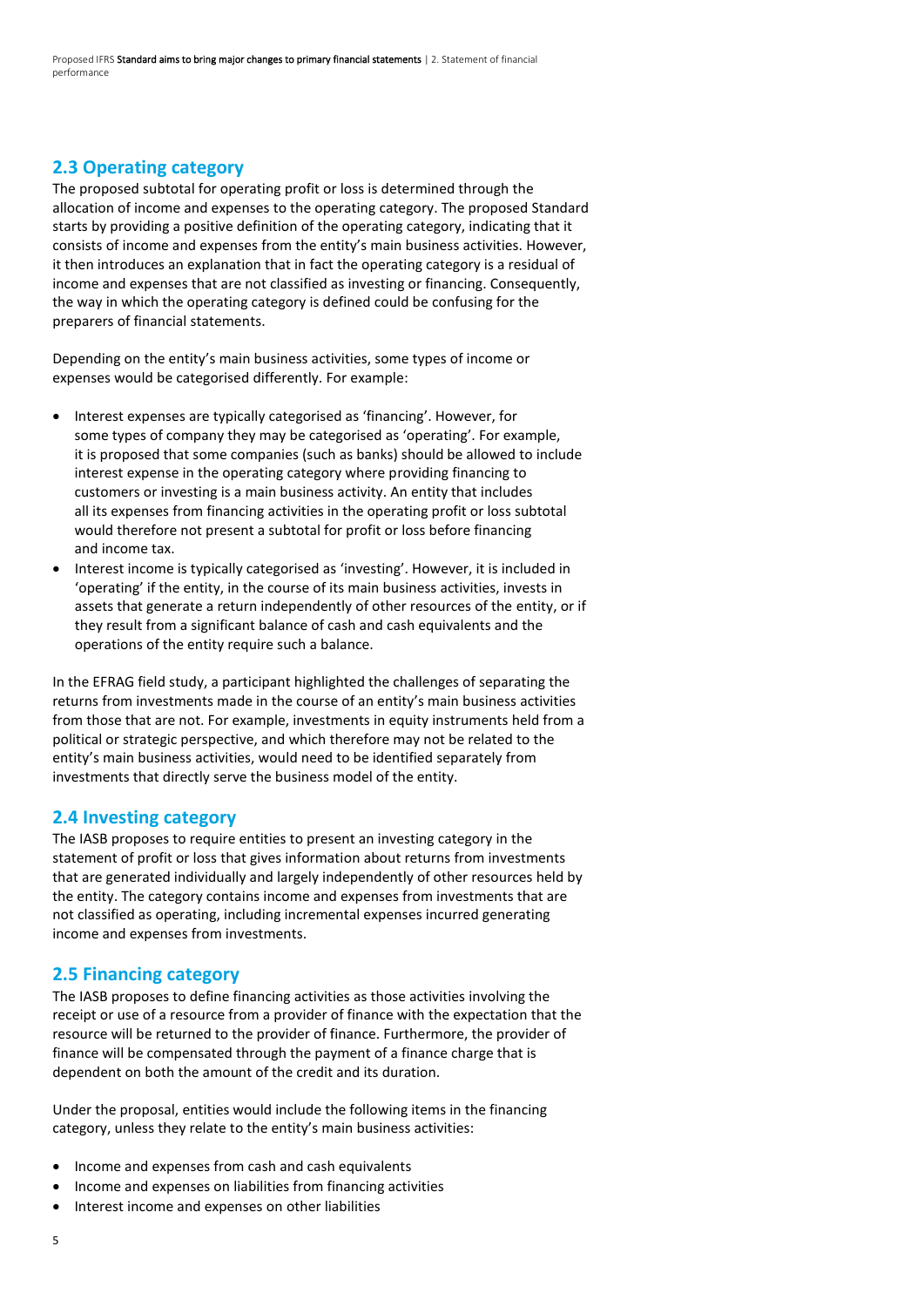## 2.3 Operating category

The proposed subtotal for operating profit or loss is determined through the allocation of income and expenses to the operating category. The proposed Standard starts by providing a positive definition of the operating category, indicating that it consists of income and expenses from the entity's main business activities. However, it then introduces an explanation that in fact the operating category is a residual of income and expenses that are not classified as investing or financing. Consequently, the way in which the operating category is defined could be confusing for the preparers of financial statements.

Depending on the entity's main business activities, some types of income or expenses would be categorised differently. For example:

- Interest expenses are typically categorised as 'financing'. However, for some types of company they may be categorised as 'operating'. For example, it is proposed that some companies (such as banks) should be allowed to include interest expense in the operating category where providing financing to customers or investing is a main business activity. An entity that includes all its expenses from financing activities in the operating profit or loss subtotal would therefore not present a subtotal for profit or loss before financing and income tax.
- Interest income is typically categorised as 'investing'. However, it is included in 'operating' if the entity, in the course of its main business activities, invests in assets that generate a return independently of other resources of the entity, or if they result from a significant balance of cash and cash equivalents and the operations of the entity require such a balance.

In the EFRAG field study, a participant highlighted the challenges of separating the returns from investments made in the course of an entity's main business activities from those that are not. For example, investments in equity instruments held from a political or strategic perspective, and which therefore may not be related to the entity's main business activities, would need to be identified separately from investments that directly serve the business model of the entity.

## 2.4 Investing category

The IASB proposes to require entities to present an investing category in the statement of profit or loss that gives information about returns from investments that are generated individually and largely independently of other resources held by the entity. The category contains income and expenses from investments that are not classified as operating, including incremental expenses incurred generating income and expenses from investments.

## 2.5 Financing category

The IASB proposes to define financing activities as those activities involving the receipt or use of a resource from a provider of finance with the expectation that the resource will be returned to the provider of finance. Furthermore, the provider of finance will be compensated through the payment of a finance charge that is dependent on both the amount of the credit and its duration.

Under the proposal, entities would include the following items in the financing category, unless they relate to the entity's main business activities:

- Income and expenses from cash and cash equivalents
- Income and expenses on liabilities from financing activities
- Interest income and expenses on other liabilities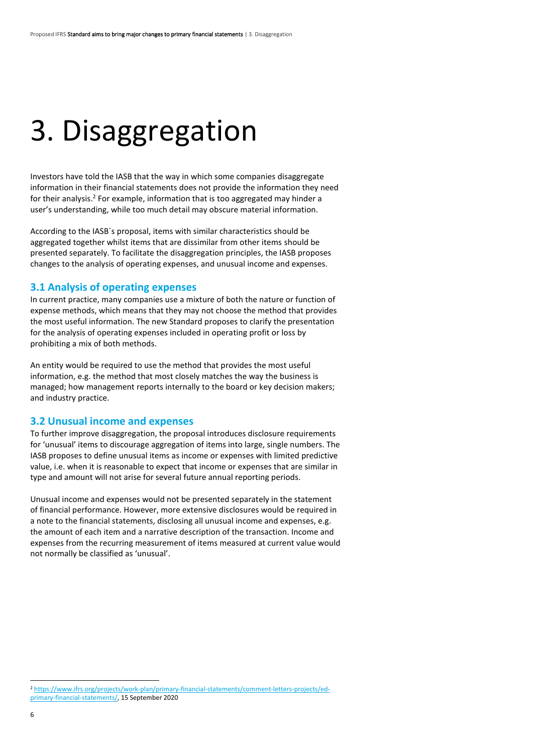# 3. Disaggregation

Investors have told the IASB that the way in which some companies disaggregate information in their financial statements does not provide the information they need for their analysis.[2] For example, information that is too aggregated may hinder a user's understanding, while too much detail may obscure material information.

According to the IASB`s proposal, items with similar characteristics should be aggregated together whilst items that are dissimilar from other items should be presented separately. To facilitate the disaggregation principles, the IASB proposes changes to the analysis of operating expenses, and unusual income and expenses.

## 3.1 Analysis of operating expenses

In current practice, many companies use a mixture of both the nature or function of expense methods, which means that they may not choose the method that provides the most useful information. The new Standard proposes to clarify the presentation for the analysis of operating expenses included in operating profit or loss by prohibiting a mix of both methods.

An entity would be required to use the method that provides the most useful information, e.g. the method that most closely matches the way the business is managed; how management reports internally to the board or key decision makers; and industry practice.

## 3.2 Unusual income and expenses

To further improve disaggregation, the proposal introduces disclosure requirements for 'unusual' items to discourage aggregation of items into large, single numbers. The IASB proposes to define unusual items as income or expenses with limited predictive value, i.e. when it is reasonable to expect that income or expenses that are similar in type and amount will not arise for several future annual reporting periods.

Unusual income and expenses would not be presented separately in the statement of financial performance. However, more extensive disclosures would be required in a note to the financial statements, disclosing all unusual income and expenses, e.g. the amount of each item and a narrative description of the transaction. Income and expenses from the recurring measurement of items measured at current value would not normally be classified as 'unusual'.

---

[2] https://www.ifrs.org/projects/work-plan/primary-financial-statements/comment-letters-projects/ed-primary-financial-statements/, 15 September 2020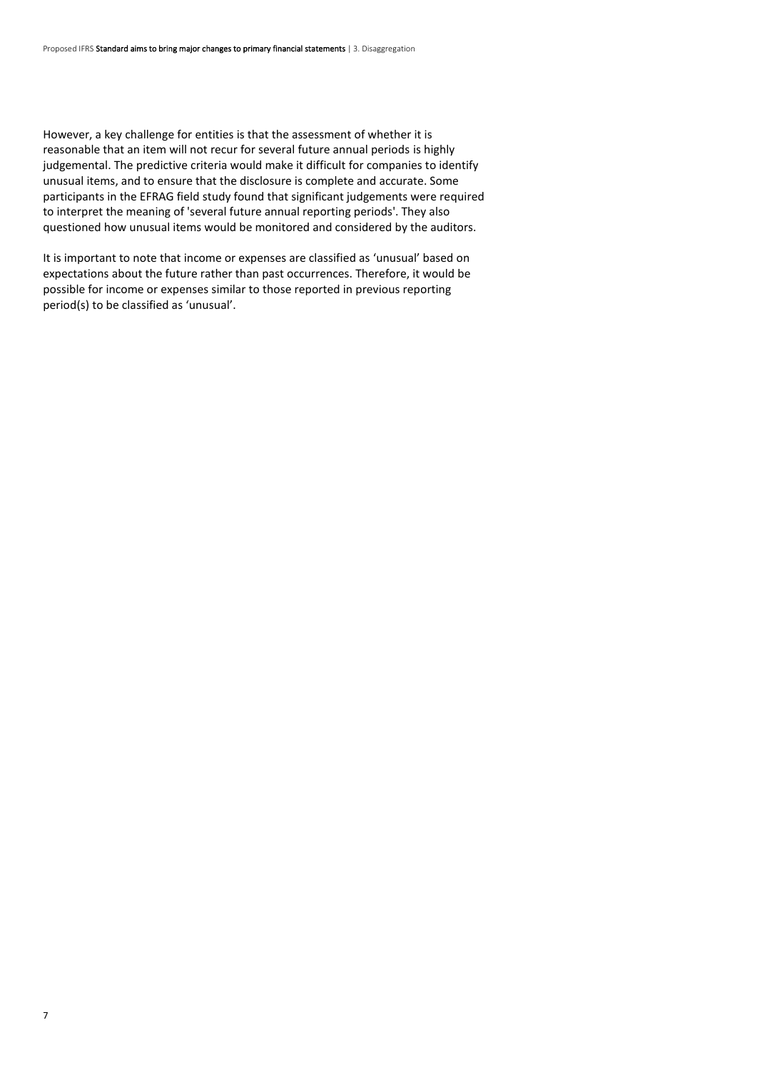However, a key challenge for entities is that the assessment of whether it is reasonable that an item will not recur for several future annual periods is highly judgemental. The predictive criteria would make it difficult for companies to identify unusual items, and to ensure that the disclosure is complete and accurate. Some participants in the EFRAG field study found that significant judgements were required to interpret the meaning of 'several future annual reporting periods'. They also questioned how unusual items would be monitored and considered by the auditors.

It is important to note that income or expenses are classified as 'unusual' based on expectations about the future rather than past occurrences. Therefore, it would be possible for income or expenses similar to those reported in previous reporting period(s) to be classified as 'unusual'.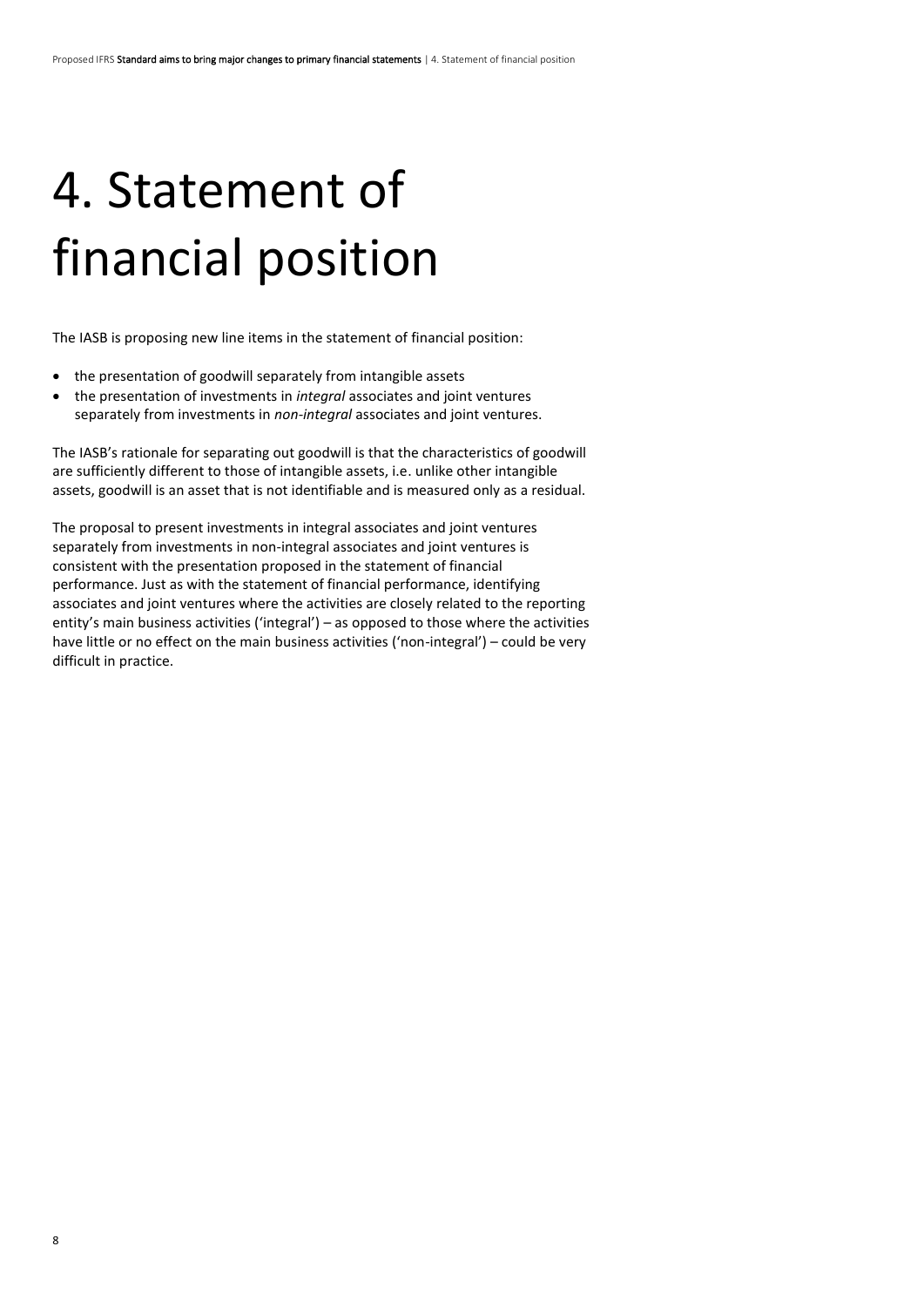# 4. Statement of financial position

The IASB is proposing new line items in the statement of financial position:

- the presentation of goodwill separately from intangible assets
- the presentation of investments in *integral* associates and joint ventures separately from investments in *non-integral* associates and joint ventures.

The IASB's rationale for separating out goodwill is that the characteristics of goodwill are sufficiently different to those of intangible assets, i.e. unlike other intangible assets, goodwill is an asset that is not identifiable and is measured only as a residual.

The proposal to present investments in integral associates and joint ventures separately from investments in non-integral associates and joint ventures is consistent with the presentation proposed in the statement of financial performance. Just as with the statement of financial performance, identifying associates and joint ventures where the activities are closely related to the reporting entity's main business activities ('integral') – as opposed to those where the activities have little or no effect on the main business activities ('non-integral') – could be very difficult in practice.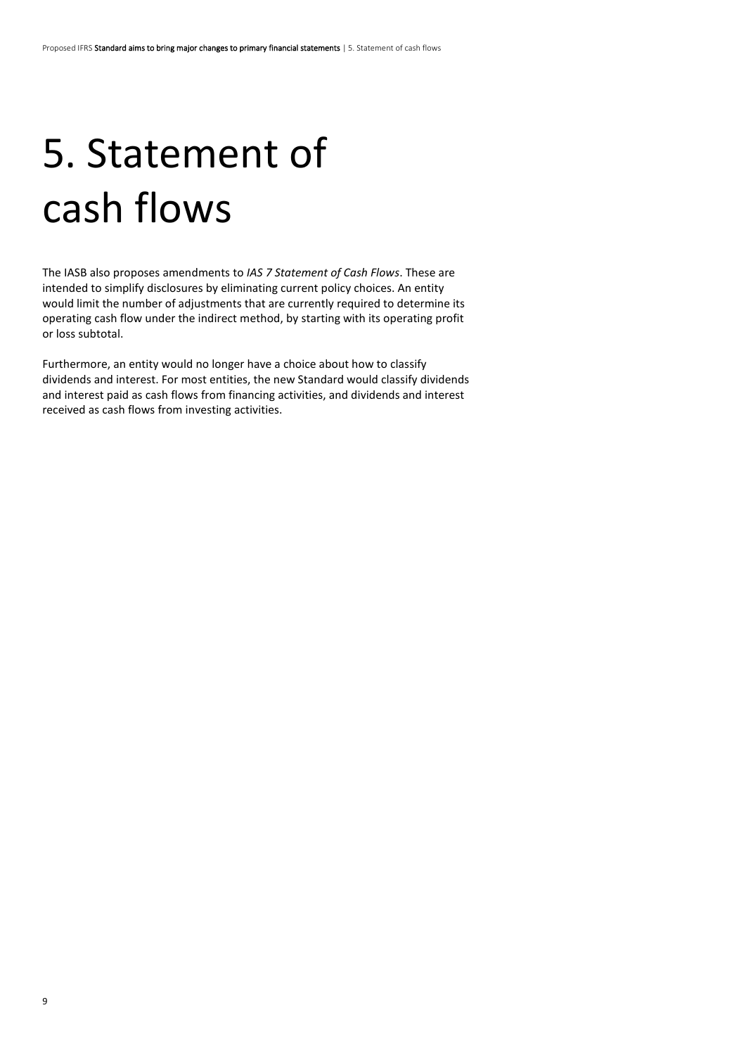# 5. Statement of cash flows

The IASB also proposes amendments to *IAS 7 Statement of Cash Flows*. These are intended to simplify disclosures by eliminating current policy choices. An entity would limit the number of adjustments that are currently required to determine its operating cash flow under the indirect method, by starting with its operating profit or loss subtotal.

Furthermore, an entity would no longer have a choice about how to classify dividends and interest. For most entities, the new Standard would classify dividends and interest paid as cash flows from financing activities, and dividends and interest received as cash flows from investing activities.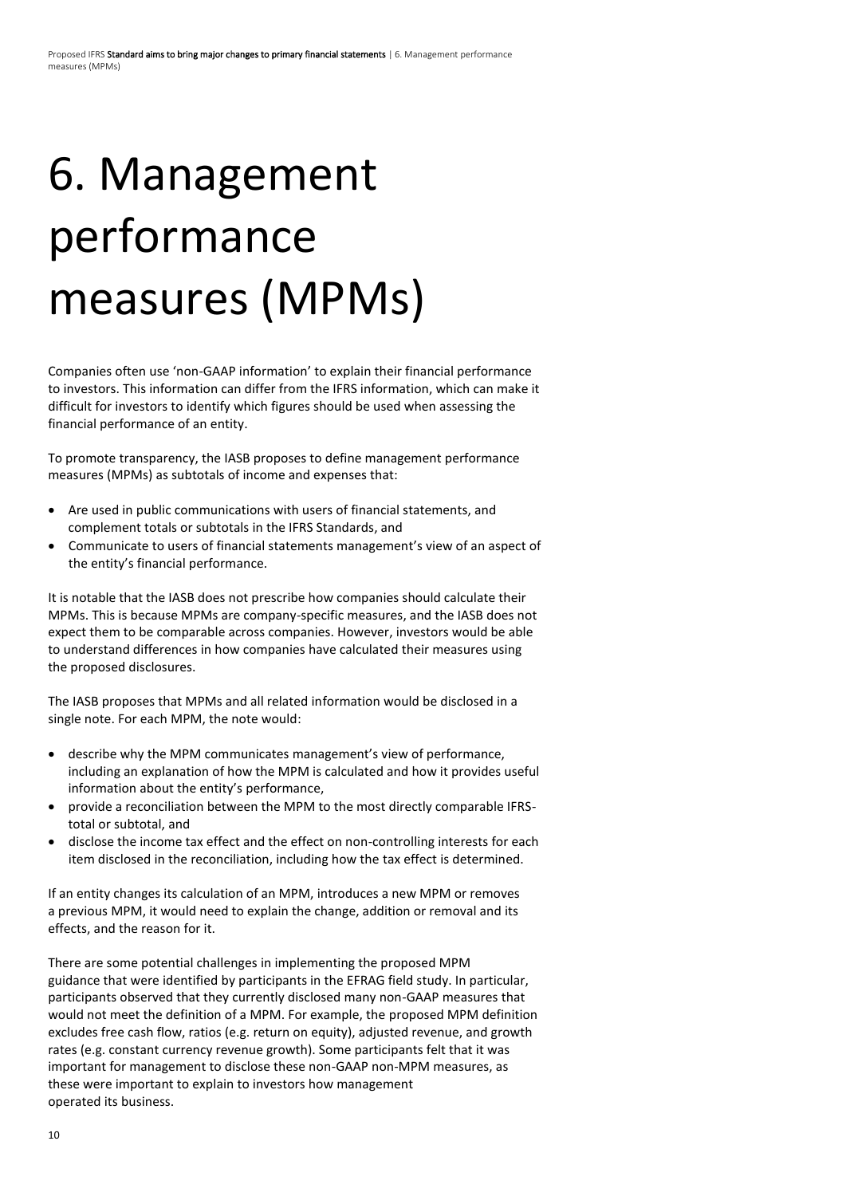# 6. Management performance measures (MPMs)

Companies often use 'non-GAAP information' to explain their financial performance to investors. This information can differ from the IFRS information, which can make it difficult for investors to identify which figures should be used when assessing the financial performance of an entity.

To promote transparency, the IASB proposes to define management performance measures (MPMs) as subtotals of income and expenses that:

- Are used in public communications with users of financial statements, and complement totals or subtotals in the IFRS Standards, and
- Communicate to users of financial statements management's view of an aspect of the entity's financial performance.

It is notable that the IASB does not prescribe how companies should calculate their MPMs. This is because MPMs are company-specific measures, and the IASB does not expect them to be comparable across companies. However, investors would be able to understand differences in how companies have calculated their measures using the proposed disclosures.

The IASB proposes that MPMs and all related information would be disclosed in a single note. For each MPM, the note would:

- describe why the MPM communicates management's view of performance, including an explanation of how the MPM is calculated and how it provides useful information about the entity's performance,
- provide a reconciliation between the MPM to the most directly comparable IFRS-total or subtotal, and
- disclose the income tax effect and the effect on non-controlling interests for each item disclosed in the reconciliation, including how the tax effect is determined.

If an entity changes its calculation of an MPM, introduces a new MPM or removes a previous MPM, it would need to explain the change, addition or removal and its effects, and the reason for it.

There are some potential challenges in implementing the proposed MPM guidance that were identified by participants in the EFRAG field study. In particular, participants observed that they currently disclosed many non-GAAP measures that would not meet the definition of a MPM. For example, the proposed MPM definition excludes free cash flow, ratios (e.g. return on equity), adjusted revenue, and growth rates (e.g. constant currency revenue growth). Some participants felt that it was important for management to disclose these non-GAAP non-MPM measures, as these were important to explain to investors how management operated its business.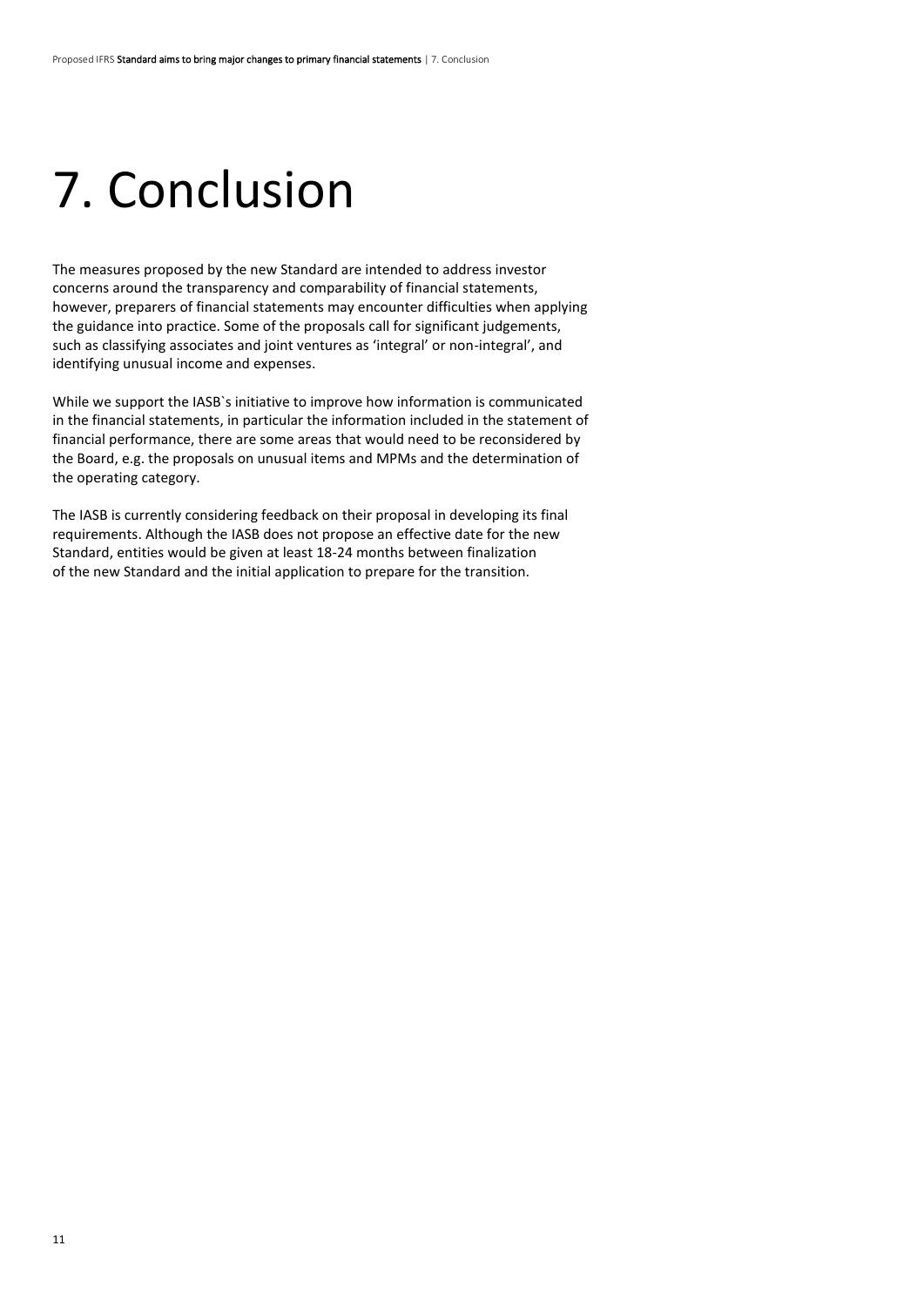# 7. Conclusion

The measures proposed by the new Standard are intended to address investor concerns around the transparency and comparability of financial statements, however, preparers of financial statements may encounter difficulties when applying the guidance into practice. Some of the proposals call for significant judgements, such as classifying associates and joint ventures as 'integral' or non-integral', and identifying unusual income and expenses.

While we support the IASB`s initiative to improve how information is communicated in the financial statements, in particular the information included in the statement of financial performance, there are some areas that would need to be reconsidered by the Board, e.g. the proposals on unusual items and MPMs and the determination of the operating category.

The IASB is currently considering feedback on their proposal in developing its final requirements. Although the IASB does not propose an effective date for the new Standard, entities would be given at least 18-24 months between finalization of the new Standard and the initial application to prepare for the transition.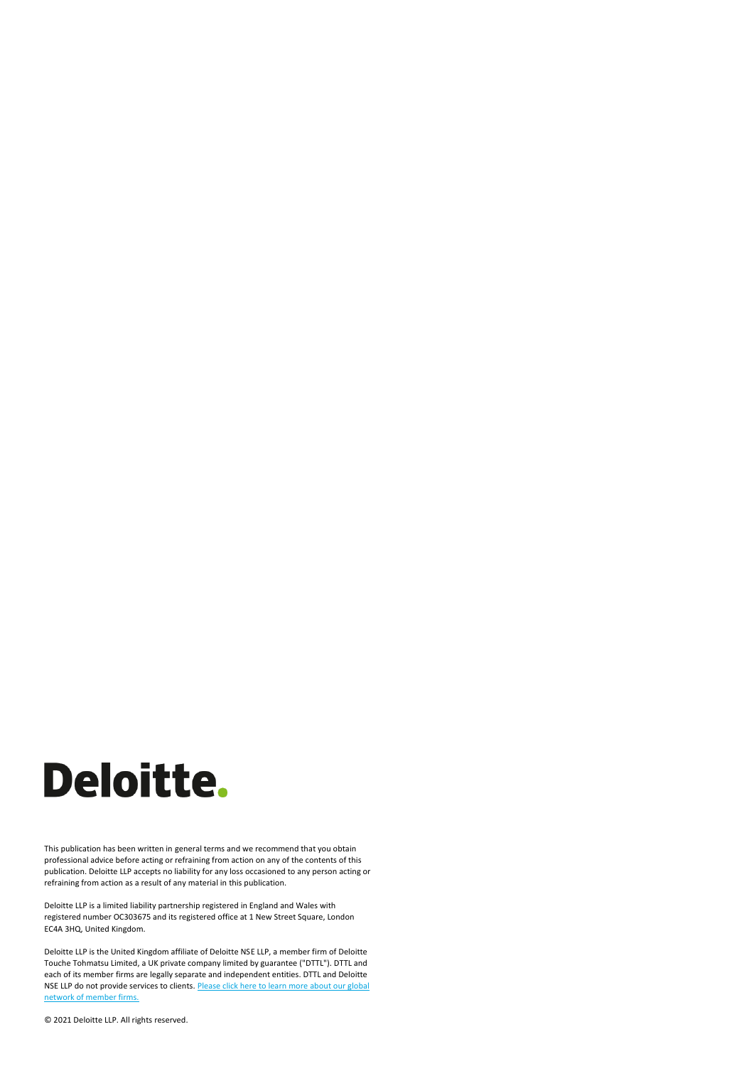Deloitte.

This publication has been written in general terms and we recommend that you obtain professional advice before acting or refraining from action on any of the contents of this publication. Deloitte LLP accepts no liability for any loss occasioned to any person acting or refraining from action as a result of any material in this publication.

Deloitte LLP is a limited liability partnership registered in England and Wales with registered number OC303675 and its registered office at 1 New Street Square, London EC4A 3HQ, United Kingdom.

Deloitte LLP is the United Kingdom affiliate of Deloitte NSE LLP, a member firm of Deloitte Touche Tohmatsu Limited, a UK private company limited by guarantee ("DTTL"). DTTL and each of its member firms are legally separate and independent entities. DTTL and Deloitte NSE LLP do not provide services to clients. Please click here to learn more about our global network of member firms.

© 2021 Deloitte LLP. All rights reserved.